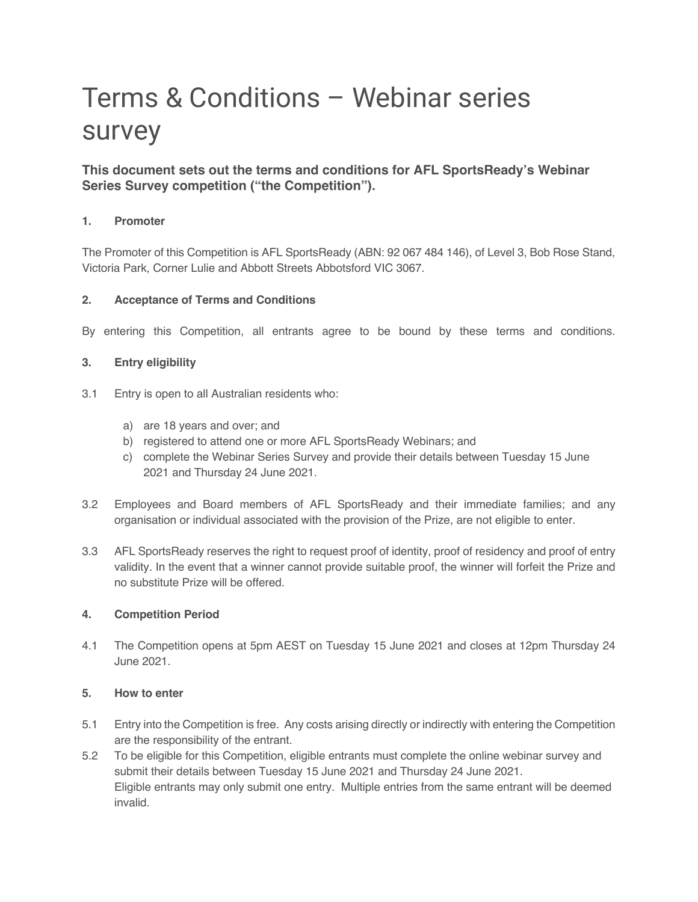# Terms & Conditions – Webinar series survey

**This document sets out the terms and conditions for AFL SportsReady's Webinar Series Survey competition ("the Competition").**

**1. Promoter**

The Promoter of this Competition is AFL SportsReady (ABN: 92 067 484 146), of Level 3, Bob Rose Stand, Victoria Park, Corner Lulie and Abbott Streets Abbotsford VIC 3067.

**2. Acceptance of Terms and Conditions**

By entering this Competition, all entrants agree to be bound by these terms and conditions.

**3. Entry eligibility**

3.1 Entry is open to all Australian residents who:

a) are 18 years and over; and
b) registered to attend one or more AFL SportsReady Webinars; and
c) complete the Webinar Series Survey and provide their details between Tuesday 15 June 2021 and Thursday 24 June 2021.

3.2 Employees and Board members of AFL SportsReady and their immediate families; and any organisation or individual associated with the provision of the Prize, are not eligible to enter.

3.3 AFL SportsReady reserves the right to request proof of identity, proof of residency and proof of entry validity. In the event that a winner cannot provide suitable proof, the winner will forfeit the Prize and no substitute Prize will be offered.

**4. Competition Period**

4.1 The Competition opens at 5pm AEST on Tuesday 15 June 2021 and closes at 12pm Thursday 24 June 2021.

**5. How to enter**

5.1 Entry into the Competition is free. Any costs arising directly or indirectly with entering the Competition are the responsibility of the entrant.

5.2 To be eligible for this Competition, eligible entrants must complete the online webinar survey and submit their details between Tuesday 15 June 2021 and Thursday 24 June 2021.
Eligible entrants may only submit one entry. Multiple entries from the same entrant will be deemed invalid.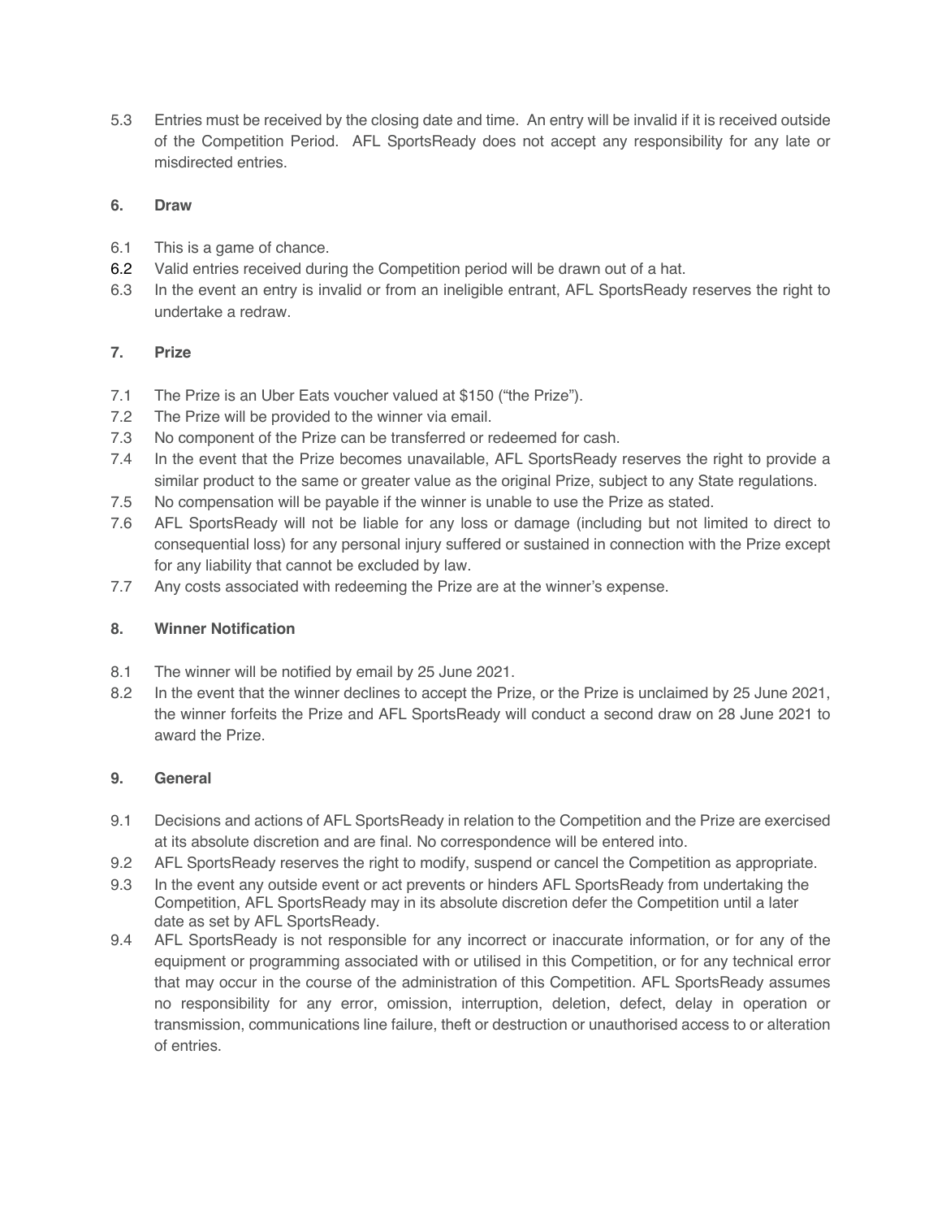5.3 Entries must be received by the closing date and time. An entry will be invalid if it is received outside of the Competition Period. AFL SportsReady does not accept any responsibility for any late or misdirected entries.

## 6. Draw

6.1 This is a game of chance.

6.2 Valid entries received during the Competition period will be drawn out of a hat.

6.3 In the event an entry is invalid or from an ineligible entrant, AFL SportsReady reserves the right to undertake a redraw.

## 7. Prize

7.1 The Prize is an Uber Eats voucher valued at $150 ("the Prize").

7.2 The Prize will be provided to the winner via email.

7.3 No component of the Prize can be transferred or redeemed for cash.

7.4 In the event that the Prize becomes unavailable, AFL SportsReady reserves the right to provide a similar product to the same or greater value as the original Prize, subject to any State regulations.

7.5 No compensation will be payable if the winner is unable to use the Prize as stated.

7.6 AFL SportsReady will not be liable for any loss or damage (including but not limited to direct to consequential loss) for any personal injury suffered or sustained in connection with the Prize except for any liability that cannot be excluded by law.

7.7 Any costs associated with redeeming the Prize are at the winner's expense.

## 8. Winner Notification

8.1 The winner will be notified by email by 25 June 2021.

8.2 In the event that the winner declines to accept the Prize, or the Prize is unclaimed by 25 June 2021, the winner forfeits the Prize and AFL SportsReady will conduct a second draw on 28 June 2021 to award the Prize.

## 9. General

9.1 Decisions and actions of AFL SportsReady in relation to the Competition and the Prize are exercised at its absolute discretion and are final. No correspondence will be entered into.

9.2 AFL SportsReady reserves the right to modify, suspend or cancel the Competition as appropriate.

9.3 In the event any outside event or act prevents or hinders AFL SportsReady from undertaking the Competition, AFL SportsReady may in its absolute discretion defer the Competition until a later date as set by AFL SportsReady.

9.4 AFL SportsReady is not responsible for any incorrect or inaccurate information, or for any of the equipment or programming associated with or utilised in this Competition, or for any technical error that may occur in the course of the administration of this Competition. AFL SportsReady assumes no responsibility for any error, omission, interruption, deletion, defect, delay in operation or transmission, communications line failure, theft or destruction or unauthorised access to or alteration of entries.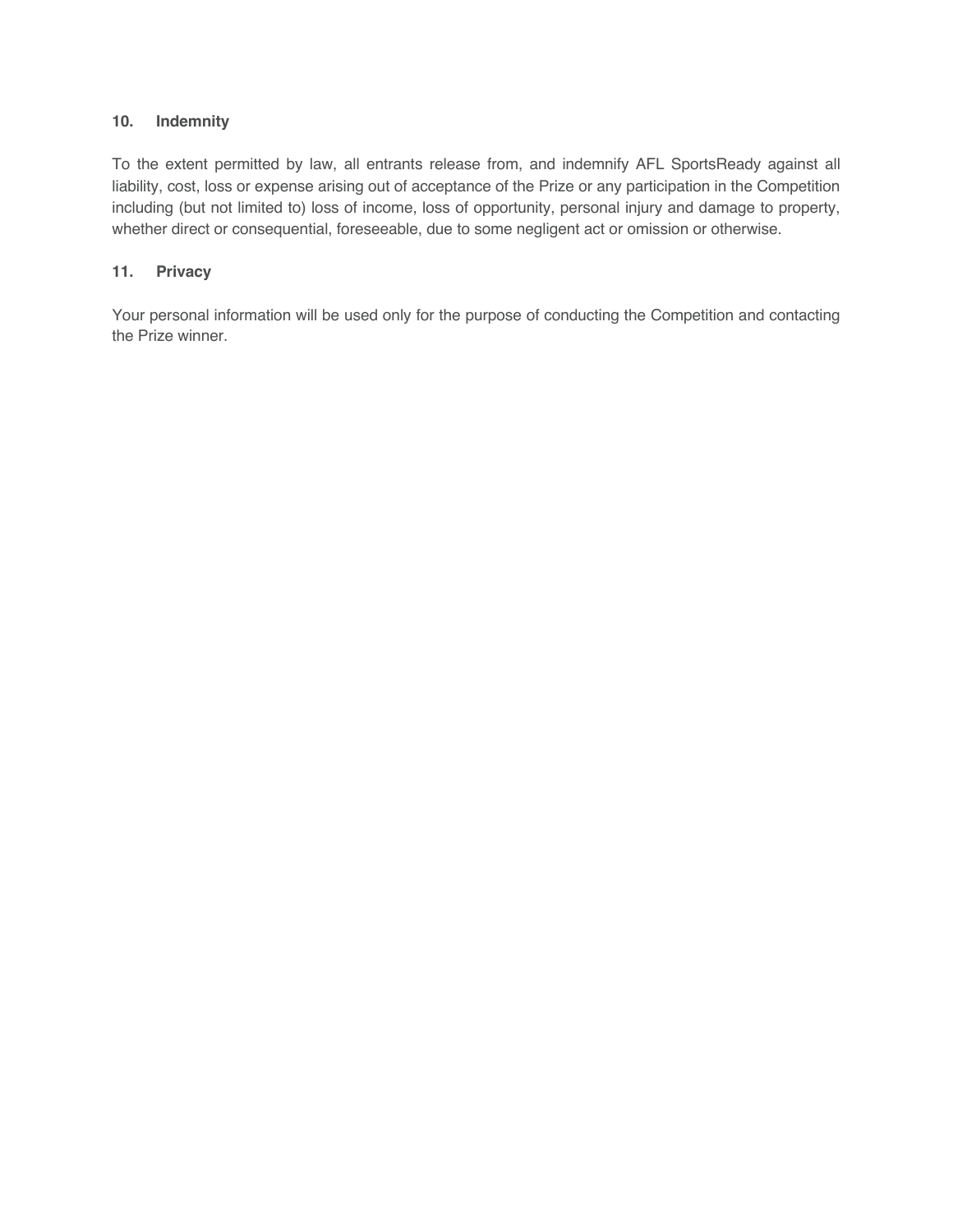## 10. Indemnity

To the extent permitted by law, all entrants release from, and indemnify AFL SportsReady against all liability, cost, loss or expense arising out of acceptance of the Prize or any participation in the Competition including (but not limited to) loss of income, loss of opportunity, personal injury and damage to property, whether direct or consequential, foreseeable, due to some negligent act or omission or otherwise.

## 11. Privacy

Your personal information will be used only for the purpose of conducting the Competition and contacting the Prize winner.